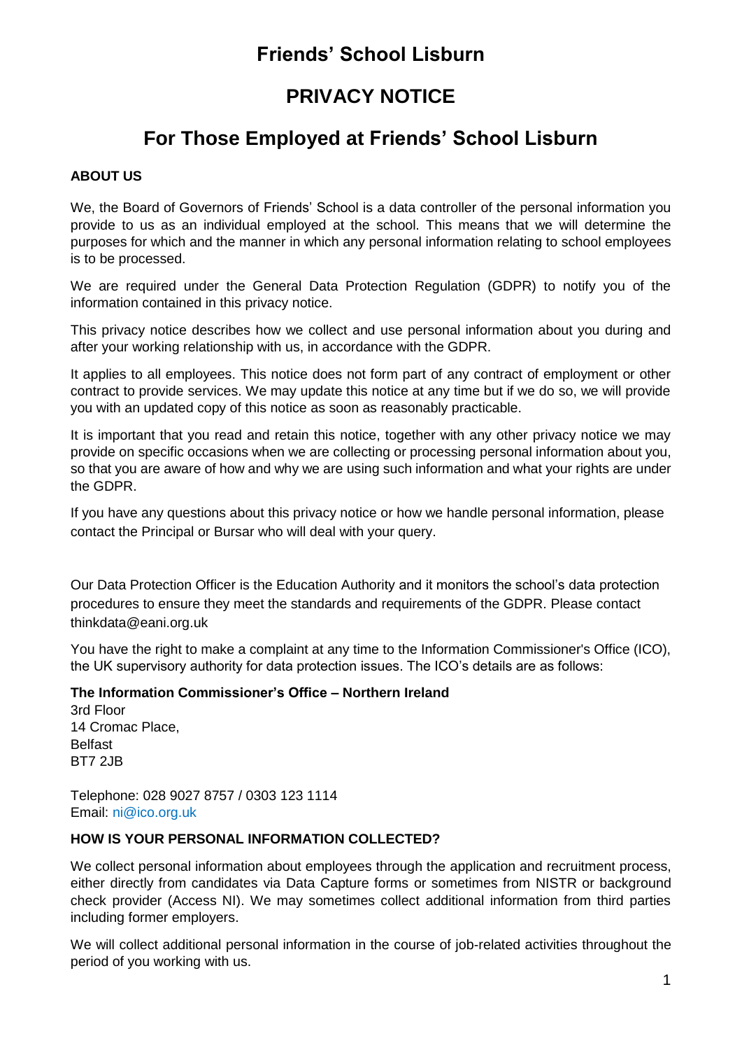# Friends' School Lisburn

# PRIVACY NOTICE

# For Those Employed at Friends' School Lisburn

**ABOUT US**

We, the Board of Governors of Friends' School is a data controller of the personal information you provide to us as an individual employed at the school. This means that we will determine the purposes for which and the manner in which any personal information relating to school employees is to be processed.

We are required under the General Data Protection Regulation (GDPR) to notify you of the information contained in this privacy notice.

This privacy notice describes how we collect and use personal information about you during and after your working relationship with us, in accordance with the GDPR.

It applies to all employees. This notice does not form part of any contract of employment or other contract to provide services. We may update this notice at any time but if we do so, we will provide you with an updated copy of this notice as soon as reasonably practicable.

It is important that you read and retain this notice, together with any other privacy notice we may provide on specific occasions when we are collecting or processing personal information about you, so that you are aware of how and why we are using such information and what your rights are under the GDPR.

If you have any questions about this privacy notice or how we handle personal information, please contact the Principal or Bursar who will deal with your query.

Our Data Protection Officer is the Education Authority and it monitors the school's data protection procedures to ensure they meet the standards and requirements of the GDPR. Please contact thinkdata@eani.org.uk

You have the right to make a complaint at any time to the Information Commissioner's Office (ICO), the UK supervisory authority for data protection issues. The ICO's details are as follows:

**The Information Commissioner's Office – Northern Ireland**
3rd Floor
14 Cromac Place,
Belfast
BT7 2JB

Telephone: 028 9027 8757 / 0303 123 1114
Email: ni@ico.org.uk

**HOW IS YOUR PERSONAL INFORMATION COLLECTED?**

We collect personal information about employees through the application and recruitment process, either directly from candidates via Data Capture forms or sometimes from NISTR or background check provider (Access NI). We may sometimes collect additional information from third parties including former employers.

We will collect additional personal information in the course of job-related activities throughout the period of you working with us.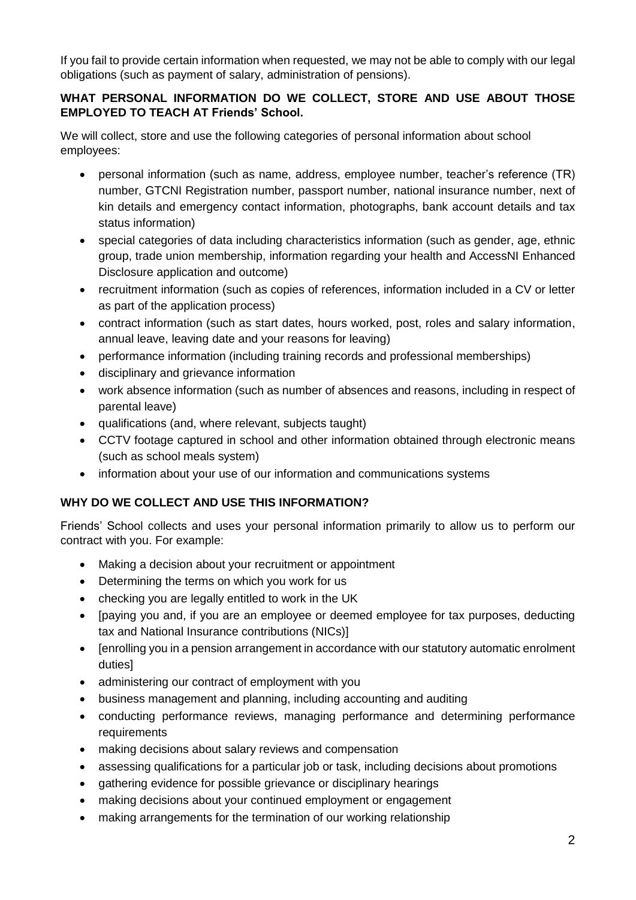If you fail to provide certain information when requested, we may not be able to comply with our legal obligations (such as payment of salary, administration of pensions).

**WHAT PERSONAL INFORMATION DO WE COLLECT, STORE AND USE ABOUT THOSE EMPLOYED TO TEACH AT Friends' School.**

We will collect, store and use the following categories of personal information about school employees:

- personal information (such as name, address, employee number, teacher's reference (TR) number, GTCNI Registration number, passport number, national insurance number, next of kin details and emergency contact information, photographs, bank account details and tax status information)
- special categories of data including characteristics information (such as gender, age, ethnic group, trade union membership, information regarding your health and AccessNI Enhanced Disclosure application and outcome)
- recruitment information (such as copies of references, information included in a CV or letter as part of the application process)
- contract information (such as start dates, hours worked, post, roles and salary information, annual leave, leaving date and your reasons for leaving)
- performance information (including training records and professional memberships)
- disciplinary and grievance information
- work absence information (such as number of absences and reasons, including in respect of parental leave)
- qualifications (and, where relevant, subjects taught)
- CCTV footage captured in school and other information obtained through electronic means (such as school meals system)
- information about your use of our information and communications systems

**WHY DO WE COLLECT AND USE THIS INFORMATION?**

Friends' School collects and uses your personal information primarily to allow us to perform our contract with you. For example:

- Making a decision about your recruitment or appointment
- Determining the terms on which you work for us
- checking you are legally entitled to work in the UK
- [paying you and, if you are an employee or deemed employee for tax purposes, deducting tax and National Insurance contributions (NICs)]
- [enrolling you in a pension arrangement in accordance with our statutory automatic enrolment duties]
- administering our contract of employment with you
- business management and planning, including accounting and auditing
- conducting performance reviews, managing performance and determining performance requirements
- making decisions about salary reviews and compensation
- assessing qualifications for a particular job or task, including decisions about promotions
- gathering evidence for possible grievance or disciplinary hearings
- making decisions about your continued employment or engagement
- making arrangements for the termination of our working relationship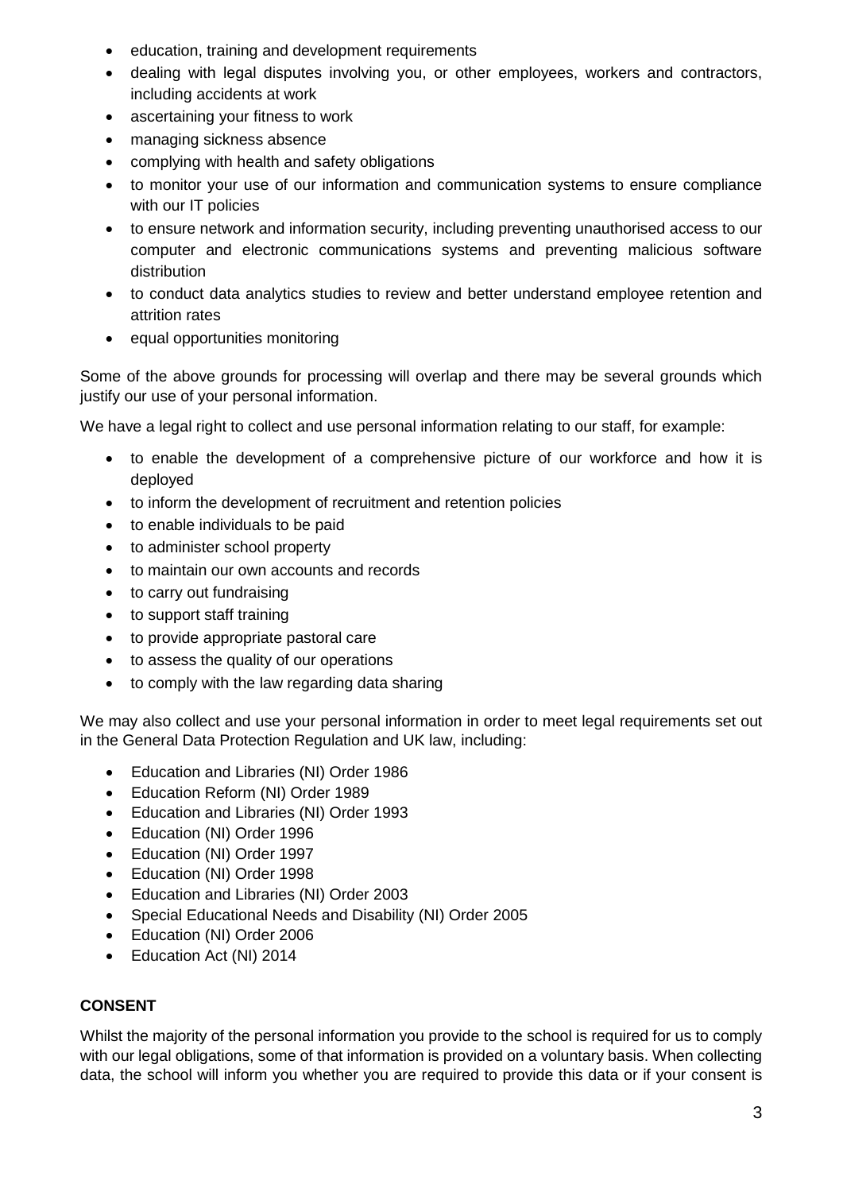- education, training and development requirements
- dealing with legal disputes involving you, or other employees, workers and contractors, including accidents at work
- ascertaining your fitness to work
- managing sickness absence
- complying with health and safety obligations
- to monitor your use of our information and communication systems to ensure compliance with our IT policies
- to ensure network and information security, including preventing unauthorised access to our computer and electronic communications systems and preventing malicious software distribution
- to conduct data analytics studies to review and better understand employee retention and attrition rates
- equal opportunities monitoring

Some of the above grounds for processing will overlap and there may be several grounds which justify our use of your personal information.

We have a legal right to collect and use personal information relating to our staff, for example:

- to enable the development of a comprehensive picture of our workforce and how it is deployed
- to inform the development of recruitment and retention policies
- to enable individuals to be paid
- to administer school property
- to maintain our own accounts and records
- to carry out fundraising
- to support staff training
- to provide appropriate pastoral care
- to assess the quality of our operations
- to comply with the law regarding data sharing

We may also collect and use your personal information in order to meet legal requirements set out in the General Data Protection Regulation and UK law, including:

- Education and Libraries (NI) Order 1986
- Education Reform (NI) Order 1989
- Education and Libraries (NI) Order 1993
- Education (NI) Order 1996
- Education (NI) Order 1997
- Education (NI) Order 1998
- Education and Libraries (NI) Order 2003
- Special Educational Needs and Disability (NI) Order 2005
- Education (NI) Order 2006
- Education Act (NI) 2014

**CONSENT**

Whilst the majority of the personal information you provide to the school is required for us to comply with our legal obligations, some of that information is provided on a voluntary basis. When collecting data, the school will inform you whether you are required to provide this data or if your consent is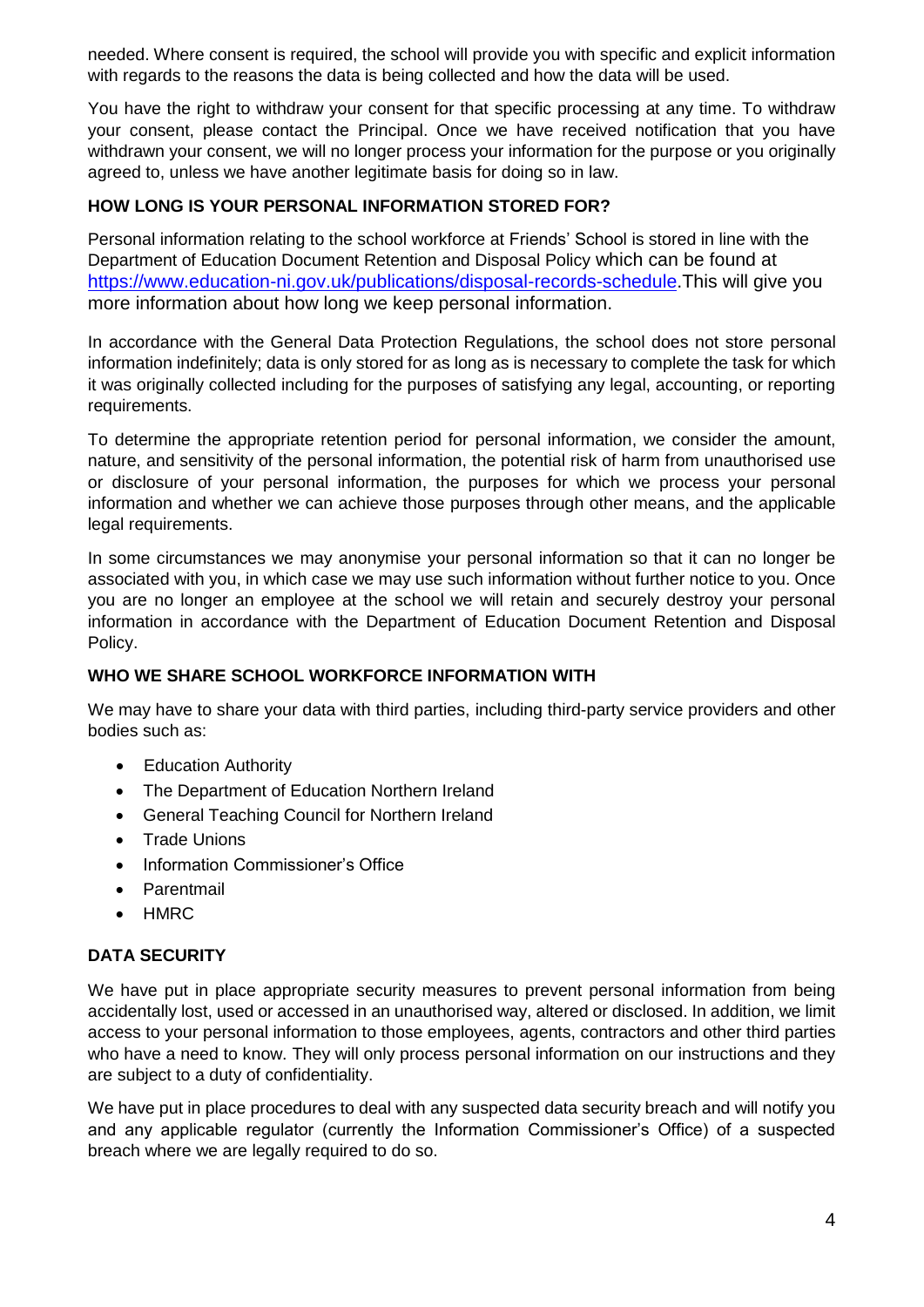needed. Where consent is required, the school will provide you with specific and explicit information with regards to the reasons the data is being collected and how the data will be used.

You have the right to withdraw your consent for that specific processing at any time. To withdraw your consent, please contact the Principal. Once we have received notification that you have withdrawn your consent, we will no longer process your information for the purpose or you originally agreed to, unless we have another legitimate basis for doing so in law.

**HOW LONG IS YOUR PERSONAL INFORMATION STORED FOR?**

Personal information relating to the school workforce at Friends' School is stored in line with the Department of Education Document Retention and Disposal Policy which can be found at [https://www.education-ni.gov.uk/publications/disposal-records-schedule](https://www.education-ni.gov.uk/publications/disposal-records-schedule).This will give you more information about how long we keep personal information.

In accordance with the General Data Protection Regulations, the school does not store personal information indefinitely; data is only stored for as long as is necessary to complete the task for which it was originally collected including for the purposes of satisfying any legal, accounting, or reporting requirements.

To determine the appropriate retention period for personal information, we consider the amount, nature, and sensitivity of the personal information, the potential risk of harm from unauthorised use or disclosure of your personal information, the purposes for which we process your personal information and whether we can achieve those purposes through other means, and the applicable legal requirements.

In some circumstances we may anonymise your personal information so that it can no longer be associated with you, in which case we may use such information without further notice to you. Once you are no longer an employee at the school we will retain and securely destroy your personal information in accordance with the Department of Education Document Retention and Disposal Policy.

**WHO WE SHARE SCHOOL WORKFORCE INFORMATION WITH**

We may have to share your data with third parties, including third-party service providers and other bodies such as:

- Education Authority
- The Department of Education Northern Ireland
- General Teaching Council for Northern Ireland
- Trade Unions
- Information Commissioner's Office
- Parentmail
- HMRC

**DATA SECURITY**

We have put in place appropriate security measures to prevent personal information from being accidentally lost, used or accessed in an unauthorised way, altered or disclosed. In addition, we limit access to your personal information to those employees, agents, contractors and other third parties who have a need to know. They will only process personal information on our instructions and they are subject to a duty of confidentiality.

We have put in place procedures to deal with any suspected data security breach and will notify you and any applicable regulator (currently the Information Commissioner's Office) of a suspected breach where we are legally required to do so.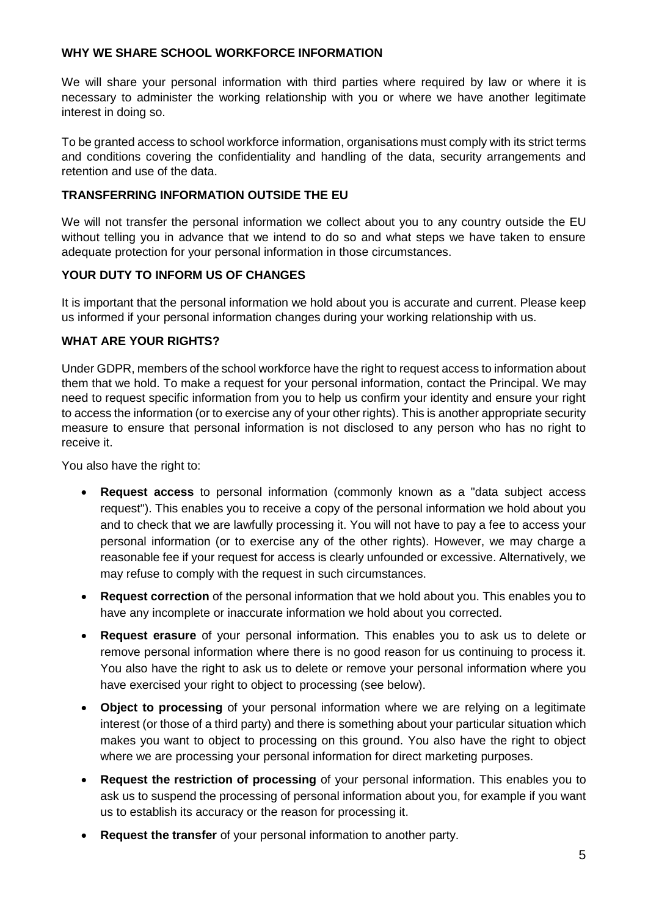## WHY WE SHARE SCHOOL WORKFORCE INFORMATION

We will share your personal information with third parties where required by law or where it is necessary to administer the working relationship with you or where we have another legitimate interest in doing so.

To be granted access to school workforce information, organisations must comply with its strict terms and conditions covering the confidentiality and handling of the data, security arrangements and retention and use of the data.

## TRANSFERRING INFORMATION OUTSIDE THE EU

We will not transfer the personal information we collect about you to any country outside the EU without telling you in advance that we intend to do so and what steps we have taken to ensure adequate protection for your personal information in those circumstances.

## YOUR DUTY TO INFORM US OF CHANGES

It is important that the personal information we hold about you is accurate and current. Please keep us informed if your personal information changes during your working relationship with us.

## WHAT ARE YOUR RIGHTS?

Under GDPR, members of the school workforce have the right to request access to information about them that we hold. To make a request for your personal information, contact the Principal. We may need to request specific information from you to help us confirm your identity and ensure your right to access the information (or to exercise any of your other rights). This is another appropriate security measure to ensure that personal information is not disclosed to any person who has no right to receive it.

You also have the right to:

- **Request access** to personal information (commonly known as a "data subject access request"). This enables you to receive a copy of the personal information we hold about you and to check that we are lawfully processing it. You will not have to pay a fee to access your personal information (or to exercise any of the other rights). However, we may charge a reasonable fee if your request for access is clearly unfounded or excessive. Alternatively, we may refuse to comply with the request in such circumstances.
- **Request correction** of the personal information that we hold about you. This enables you to have any incomplete or inaccurate information we hold about you corrected.
- **Request erasure** of your personal information. This enables you to ask us to delete or remove personal information where there is no good reason for us continuing to process it. You also have the right to ask us to delete or remove your personal information where you have exercised your right to object to processing (see below).
- **Object to processing** of your personal information where we are relying on a legitimate interest (or those of a third party) and there is something about your particular situation which makes you want to object to processing on this ground. You also have the right to object where we are processing your personal information for direct marketing purposes.
- **Request the restriction of processing** of your personal information. This enables you to ask us to suspend the processing of personal information about you, for example if you want us to establish its accuracy or the reason for processing it.
- **Request the transfer** of your personal information to another party.